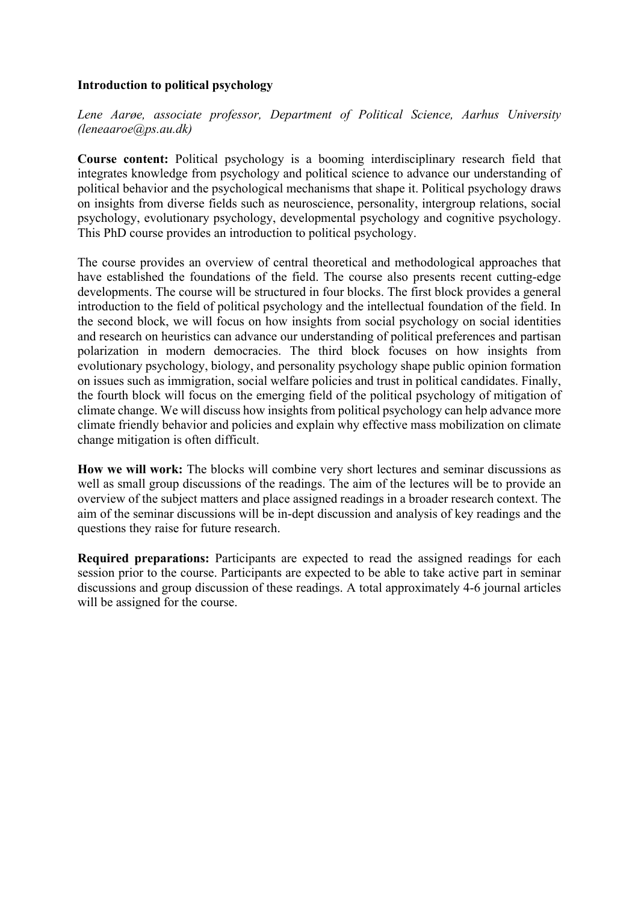**Introduction to political psychology**

*Lene Aarøe, associate professor, Department of Political Science, Aarhus University (leneaaroe@ps.au.dk)*

**Course content:** Political psychology is a booming interdisciplinary research field that integrates knowledge from psychology and political science to advance our understanding of political behavior and the psychological mechanisms that shape it. Political psychology draws on insights from diverse fields such as neuroscience, personality, intergroup relations, social psychology, evolutionary psychology, developmental psychology and cognitive psychology. This PhD course provides an introduction to political psychology.

The course provides an overview of central theoretical and methodological approaches that have established the foundations of the field. The course also presents recent cutting-edge developments. The course will be structured in four blocks. The first block provides a general introduction to the field of political psychology and the intellectual foundation of the field. In the second block, we will focus on how insights from social psychology on social identities and research on heuristics can advance our understanding of political preferences and partisan polarization in modern democracies. The third block focuses on how insights from evolutionary psychology, biology, and personality psychology shape public opinion formation on issues such as immigration, social welfare policies and trust in political candidates. Finally, the fourth block will focus on the emerging field of the political psychology of mitigation of climate change. We will discuss how insights from political psychology can help advance more climate friendly behavior and policies and explain why effective mass mobilization on climate change mitigation is often difficult.

**How we will work:** The blocks will combine very short lectures and seminar discussions as well as small group discussions of the readings. The aim of the lectures will be to provide an overview of the subject matters and place assigned readings in a broader research context. The aim of the seminar discussions will be in-dept discussion and analysis of key readings and the questions they raise for future research.

**Required preparations:** Participants are expected to read the assigned readings for each session prior to the course. Participants are expected to be able to take active part in seminar discussions and group discussion of these readings. A total approximately 4-6 journal articles will be assigned for the course.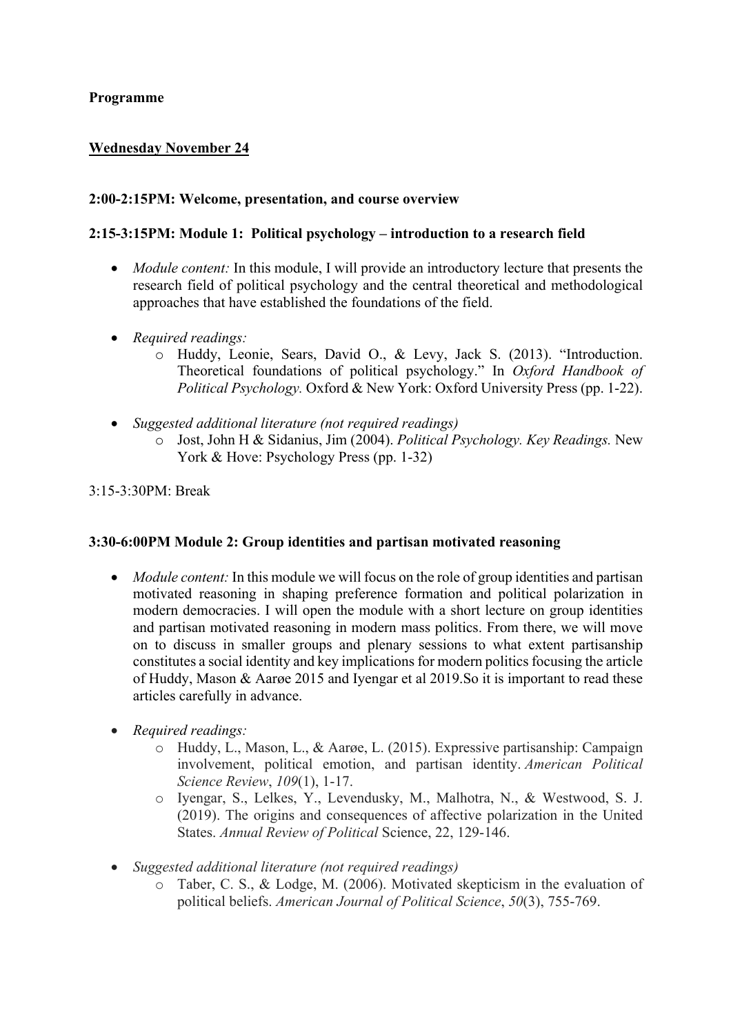**Programme**

**<u>Wednesday November 24</u>**

**2:00-2:15PM: Welcome, presentation, and course overview**

**2:15-3:15PM: Module 1: Political psychology – introduction to a research field**

- *Module content:* In this module, I will provide an introductory lecture that presents the research field of political psychology and the central theoretical and methodological approaches that have established the foundations of the field.

- *Required readings:*
    - Huddy, Leonie, Sears, David O., & Levy, Jack S. (2013). "Introduction. Theoretical foundations of political psychology." In *Oxford Handbook of Political Psychology.* Oxford & New York: Oxford University Press (pp. 1-22).

- *Suggested additional literature (not required readings)*
    - Jost, John H & Sidanius, Jim (2004). *Political Psychology. Key Readings.* New York & Hove: Psychology Press (pp. 1-32)

3:15-3:30PM: Break

**3:30-6:00PM Module 2: Group identities and partisan motivated reasoning**

- *Module content:* In this module we will focus on the role of group identities and partisan motivated reasoning in shaping preference formation and political polarization in modern democracies. I will open the module with a short lecture on group identities and partisan motivated reasoning in modern mass politics. From there, we will move on to discuss in smaller groups and plenary sessions to what extent partisanship constitutes a social identity and key implications for modern politics focusing the article of Huddy, Mason & Aarøe 2015 and Iyengar et al 2019.So it is important to read these articles carefully in advance.

- *Required readings:*
    - Huddy, L., Mason, L., & Aarøe, L. (2015). Expressive partisanship: Campaign involvement, political emotion, and partisan identity. *American Political Science Review*, *109*(1), 1-17.
    - Iyengar, S., Lelkes, Y., Levendusky, M., Malhotra, N., & Westwood, S. J. (2019). The origins and consequences of affective polarization in the United States. *Annual Review of Political* Science, 22, 129-146.

- *Suggested additional literature (not required readings)*
    - Taber, C. S., & Lodge, M. (2006). Motivated skepticism in the evaluation of political beliefs. *American Journal of Political Science*, *50*(3), 755-769.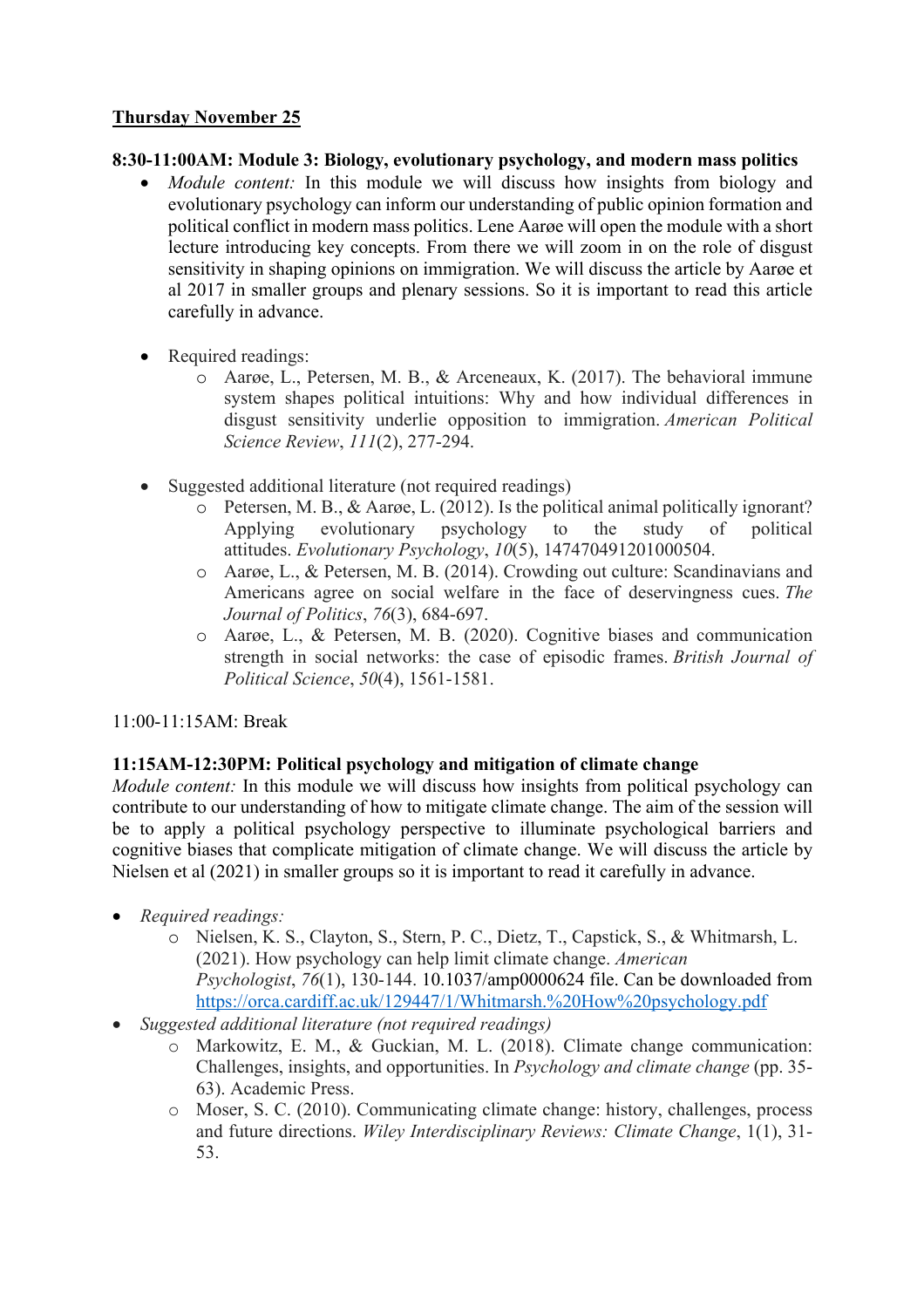**Thursday November 25**

**8:30-11:00AM: Module 3: Biology, evolutionary psychology, and modern mass politics**

- *Module content:* In this module we will discuss how insights from biology and evolutionary psychology can inform our understanding of public opinion formation and political conflict in modern mass politics. Lene Aarøe will open the module with a short lecture introducing key concepts. From there we will zoom in on the role of disgust sensitivity in shaping opinions on immigration. We will discuss the article by Aarøe et al 2017 in smaller groups and plenary sessions. So it is important to read this article carefully in advance.

- Required readings:
  - Aarøe, L., Petersen, M. B., & Arceneaux, K. (2017). The behavioral immune system shapes political intuitions: Why and how individual differences in disgust sensitivity underlie opposition to immigration. *American Political Science Review*, *111*(2), 277-294.

- Suggested additional literature (not required readings)
  - Petersen, M. B., & Aarøe, L. (2012). Is the political animal politically ignorant? Applying evolutionary psychology to the study of political attitudes. *Evolutionary Psychology*, *10*(5), 147470491201000504.
  - Aarøe, L., & Petersen, M. B. (2014). Crowding out culture: Scandinavians and Americans agree on social welfare in the face of deservingness cues. *The Journal of Politics*, *76*(3), 684-697.
  - Aarøe, L., & Petersen, M. B. (2020). Cognitive biases and communication strength in social networks: the case of episodic frames. *British Journal of Political Science*, *50*(4), 1561-1581.

11:00-11:15AM: Break

**11:15AM-12:30PM: Political psychology and mitigation of climate change**

*Module content:* In this module we will discuss how insights from political psychology can contribute to our understanding of how to mitigate climate change. The aim of the session will be to apply a political psychology perspective to illuminate psychological barriers and cognitive biases that complicate mitigation of climate change. We will discuss the article by Nielsen et al (2021) in smaller groups so it is important to read it carefully in advance.

- *Required readings:*
  - Nielsen, K. S., Clayton, S., Stern, P. C., Dietz, T., Capstick, S., & Whitmarsh, L. (2021). How psychology can help limit climate change. *American Psychologist*, *76*(1), 130-144. 10.1037/amp0000624 file. Can be downloaded from [https://orca.cardiff.ac.uk/129447/1/Whitmarsh.%20How%20psychology.pdf](https://orca.cardiff.ac.uk/129447/1/Whitmarsh.%20How%20psychology.pdf)
- *Suggested additional literature (not required readings)*
  - Markowitz, E. M., & Guckian, M. L. (2018). Climate change communication: Challenges, insights, and opportunities. In *Psychology and climate change* (pp. 35-63). Academic Press.
  - Moser, S. C. (2010). Communicating climate change: history, challenges, process and future directions. *Wiley Interdisciplinary Reviews: Climate Change*, 1(1), 31-53.